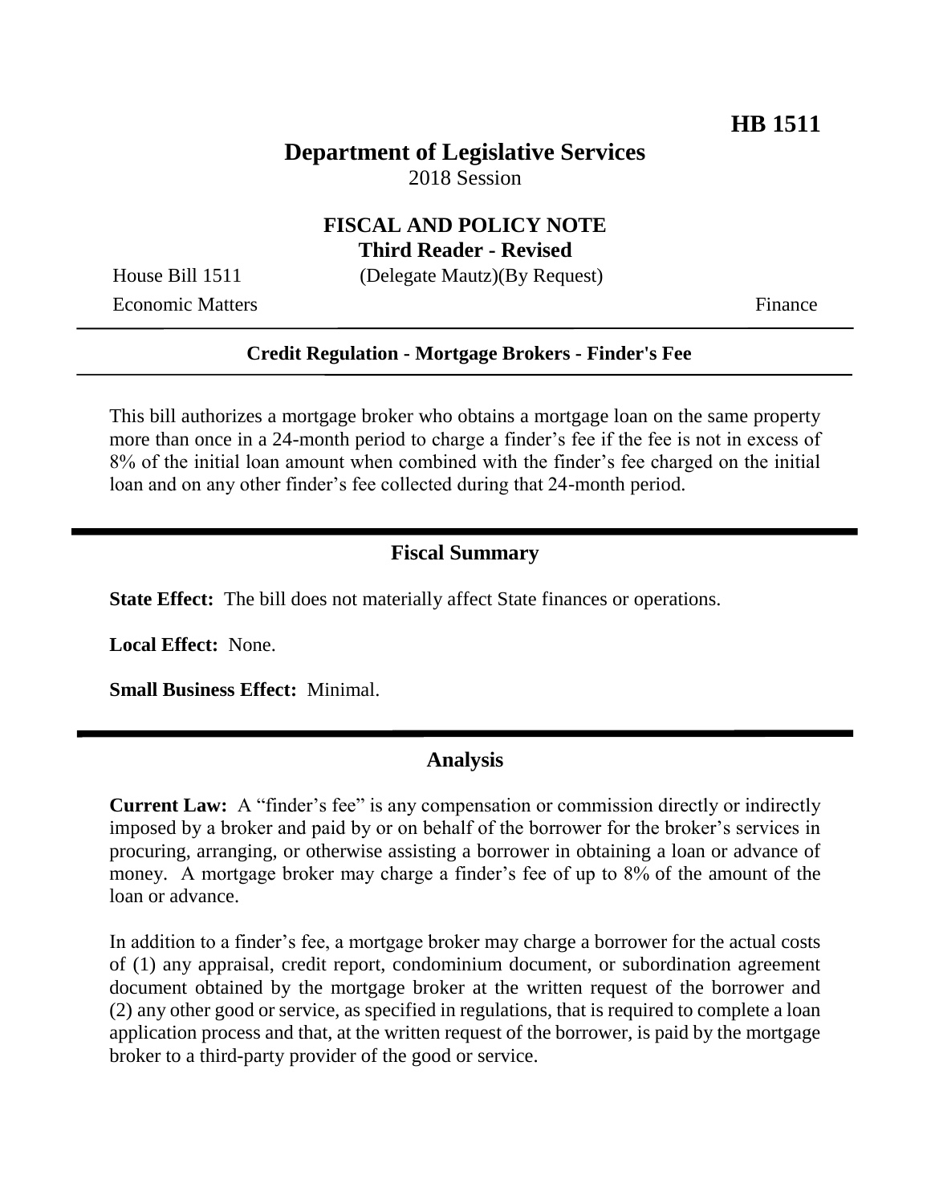**HB 1511**

# Department of Legislative Services

2018 Session

## FISCAL AND POLICY NOTE
### Third Reader - Revised

House Bill 1511 (Delegate Mautz)(By Request)

Economic Matters Finance

---

**Credit Regulation - Mortgage Brokers - Finder's Fee**

---

This bill authorizes a mortgage broker who obtains a mortgage loan on the same property more than once in a 24-month period to charge a finder's fee if the fee is not in excess of 8% of the initial loan amount when combined with the finder's fee charged on the initial loan and on any other finder's fee collected during that 24-month period.

## Fiscal Summary

**State Effect:** The bill does not materially affect State finances or operations.

**Local Effect:** None.

**Small Business Effect:** Minimal.

## Analysis

**Current Law:** A "finder's fee" is any compensation or commission directly or indirectly imposed by a broker and paid by or on behalf of the borrower for the broker's services in procuring, arranging, or otherwise assisting a borrower in obtaining a loan or advance of money. A mortgage broker may charge a finder's fee of up to 8% of the amount of the loan or advance.

In addition to a finder's fee, a mortgage broker may charge a borrower for the actual costs of (1) any appraisal, credit report, condominium document, or subordination agreement document obtained by the mortgage broker at the written request of the borrower and (2) any other good or service, as specified in regulations, that is required to complete a loan application process and that, at the written request of the borrower, is paid by the mortgage broker to a third-party provider of the good or service.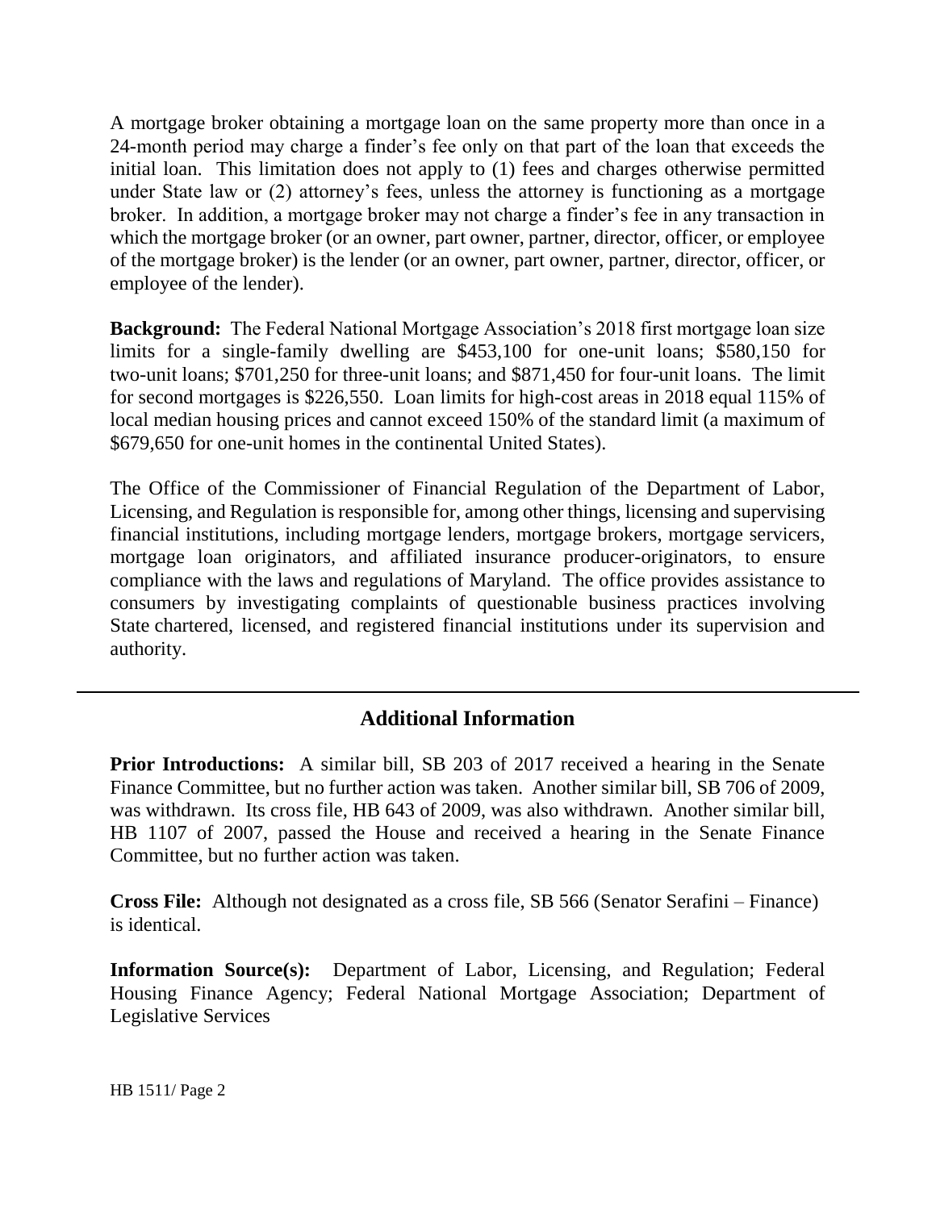A mortgage broker obtaining a mortgage loan on the same property more than once in a 24-month period may charge a finder's fee only on that part of the loan that exceeds the initial loan. This limitation does not apply to (1) fees and charges otherwise permitted under State law or (2) attorney's fees, unless the attorney is functioning as a mortgage broker. In addition, a mortgage broker may not charge a finder's fee in any transaction in which the mortgage broker (or an owner, part owner, partner, director, officer, or employee of the mortgage broker) is the lender (or an owner, part owner, partner, director, officer, or employee of the lender).

**Background:** The Federal National Mortgage Association's 2018 first mortgage loan size limits for a single-family dwelling are $453,100 for one-unit loans; $580,150 for two-unit loans; $701,250 for three-unit loans; and $871,450 for four-unit loans. The limit for second mortgages is $226,550. Loan limits for high-cost areas in 2018 equal 115% of local median housing prices and cannot exceed 150% of the standard limit (a maximum of $679,650 for one-unit homes in the continental United States).

The Office of the Commissioner of Financial Regulation of the Department of Labor, Licensing, and Regulation is responsible for, among other things, licensing and supervising financial institutions, including mortgage lenders, mortgage brokers, mortgage servicers, mortgage loan originators, and affiliated insurance producer-originators, to ensure compliance with the laws and regulations of Maryland. The office provides assistance to consumers by investigating complaints of questionable business practices involving State chartered, licensed, and registered financial institutions under its supervision and authority.

---

## Additional Information

**Prior Introductions:** A similar bill, SB 203 of 2017 received a hearing in the Senate Finance Committee, but no further action was taken. Another similar bill, SB 706 of 2009, was withdrawn. Its cross file, HB 643 of 2009, was also withdrawn. Another similar bill, HB 1107 of 2007, passed the House and received a hearing in the Senate Finance Committee, but no further action was taken.

**Cross File:** Although not designated as a cross file, SB 566 (Senator Serafini – Finance) is identical.

**Information Source(s):** Department of Labor, Licensing, and Regulation; Federal Housing Finance Agency; Federal National Mortgage Association; Department of Legislative Services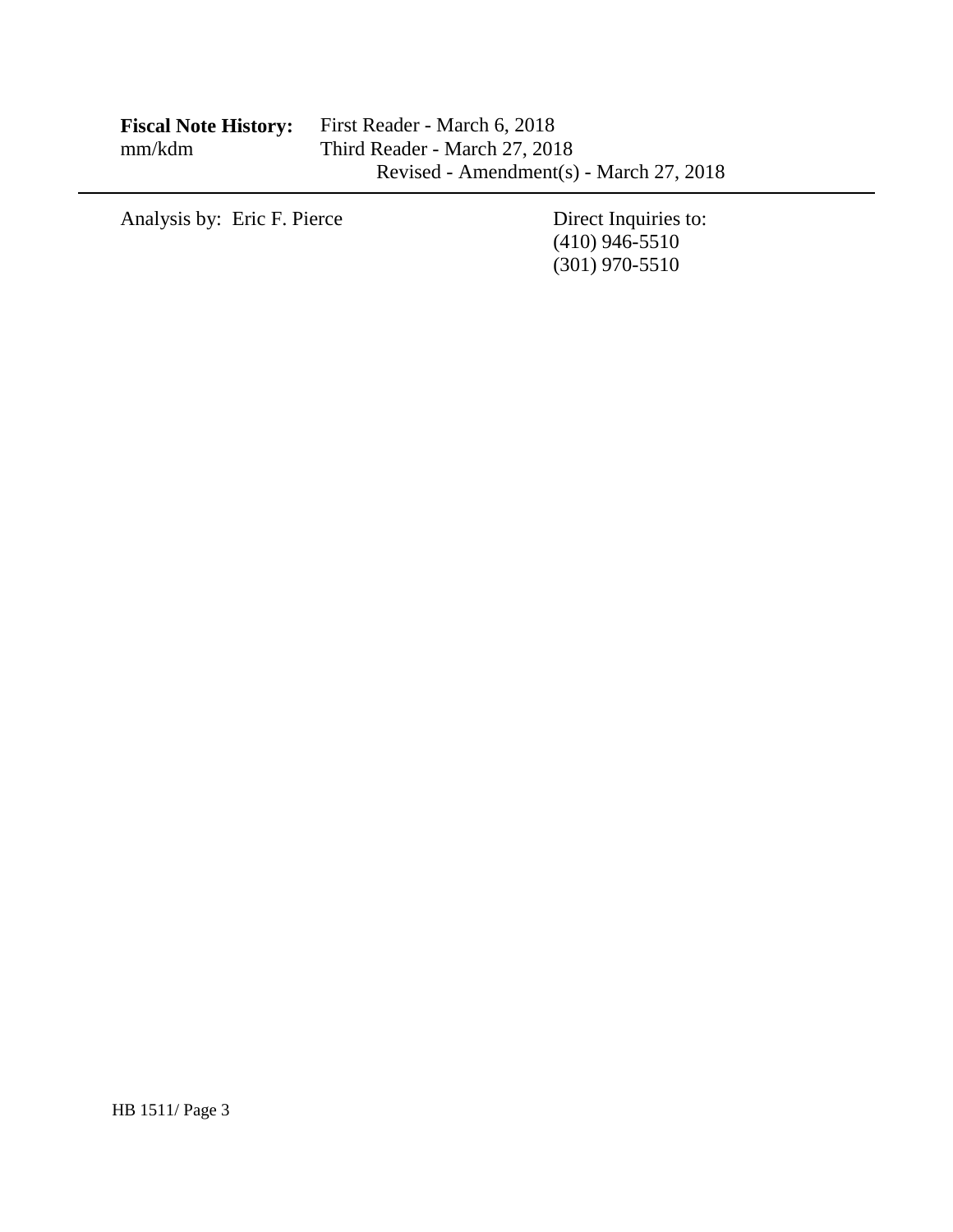| | |
|---|---|
| **Fiscal Note History:** | First Reader - March 6, 2018 |
| mm/kdm | Third Reader - March 27, 2018 |
| | Revised - Amendment(s) - March 27, 2018 |

---

Analysis by: Eric F. Pierce

Direct Inquiries to:
(410) 946-5510
(301) 970-5510